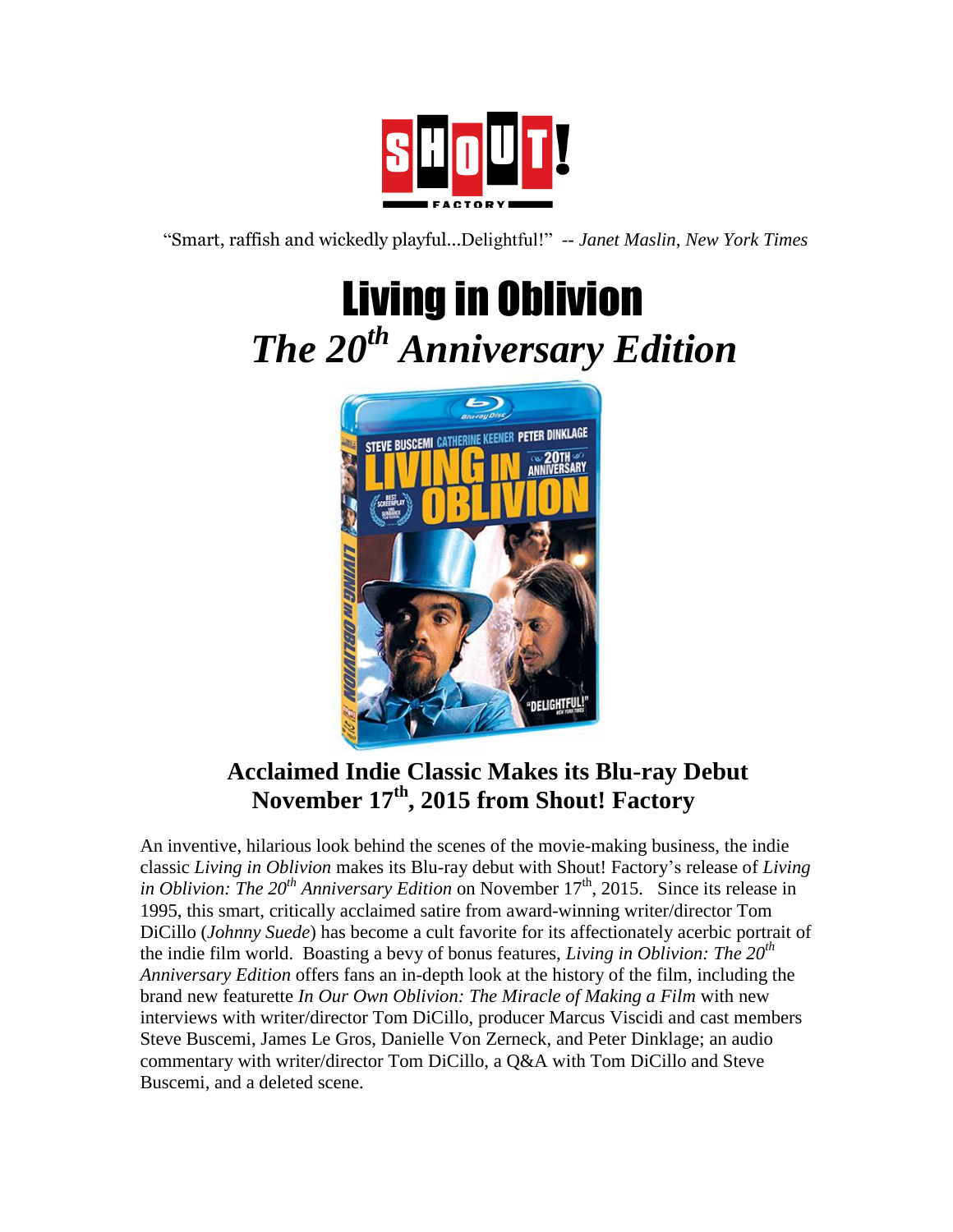"Smart, raffish and wickedly playful...Delightful!" -- *Janet Maslin, New York Times*

# Living in Oblivion

## *The 20th Anniversary Edition*

### Acclaimed Indie Classic Makes its Blu-ray Debut November 17th, 2015 from Shout! Factory

An inventive, hilarious look behind the scenes of the movie-making business, the indie classic *Living in Oblivion* makes its Blu-ray debut with Shout! Factory's release of *Living in Oblivion: The 20th Anniversary Edition* on November 17th, 2015. Since its release in 1995, this smart, critically acclaimed satire from award-winning writer/director Tom DiCillo (*Johnny Suede*) has become a cult favorite for its affectionately acerbic portrait of the indie film world. Boasting a bevy of bonus features, *Living in Oblivion: The 20th Anniversary Edition* offers fans an in-depth look at the history of the film, including the brand new featurette *In Our Own Oblivion: The Miracle of Making a Film* with new interviews with writer/director Tom DiCillo, producer Marcus Viscidi and cast members Steve Buscemi, James Le Gros, Danielle Von Zerneck, and Peter Dinklage; an audio commentary with writer/director Tom DiCillo, a Q&A with Tom DiCillo and Steve Buscemi, and a deleted scene.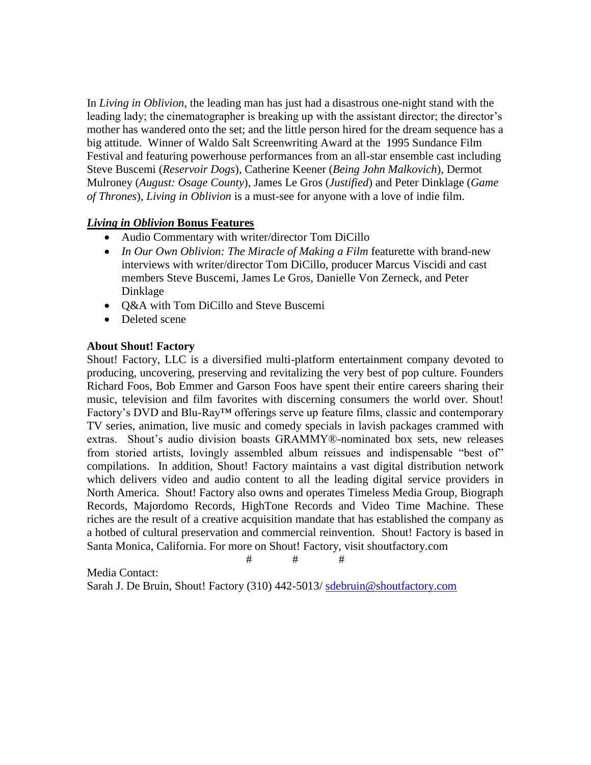In *Living in Oblivion*, the leading man has just had a disastrous one-night stand with the leading lady; the cinematographer is breaking up with the assistant director; the director's mother has wandered onto the set; and the little person hired for the dream sequence has a big attitude. Winner of Waldo Salt Screenwriting Award at the 1995 Sundance Film Festival and featuring powerhouse performances from an all-star ensemble cast including Steve Buscemi (*Reservoir Dogs*), Catherine Keener (*Being John Malkovich*), Dermot Mulroney (*August: Osage County*), James Le Gros (*Justified*) and Peter Dinklage (*Game of Thrones*), *Living in Oblivion* is a must-see for anyone with a love of indie film.

***Living in Oblivion* Bonus Features**

- Audio Commentary with writer/director Tom DiCillo
- *In Our Own Oblivion: The Miracle of Making a Film* featurette with brand-new interviews with writer/director Tom DiCillo, producer Marcus Viscidi and cast members Steve Buscemi, James Le Gros, Danielle Von Zerneck, and Peter Dinklage
- Q&A with Tom DiCillo and Steve Buscemi
- Deleted scene

**About Shout! Factory**

Shout! Factory, LLC is a diversified multi-platform entertainment company devoted to producing, uncovering, preserving and revitalizing the very best of pop culture. Founders Richard Foos, Bob Emmer and Garson Foos have spent their entire careers sharing their music, television and film favorites with discerning consumers the world over. Shout! Factory's DVD and Blu-Ray™ offerings serve up feature films, classic and contemporary TV series, animation, live music and comedy specials in lavish packages crammed with extras. Shout's audio division boasts GRAMMY®-nominated box sets, new releases from storied artists, lovingly assembled album reissues and indispensable "best of" compilations. In addition, Shout! Factory maintains a vast digital distribution network which delivers video and audio content to all the leading digital service providers in North America. Shout! Factory also owns and operates Timeless Media Group, Biograph Records, Majordomo Records, HighTone Records and Video Time Machine. These riches are the result of a creative acquisition mandate that has established the company as a hotbed of cultural preservation and commercial reinvention. Shout! Factory is based in Santa Monica, California. For more on Shout! Factory, visit shoutfactory.com

# # #

Media Contact:
Sarah J. De Bruin, Shout! Factory (310) 442-5013/ sdebruin@shoutfactory.com